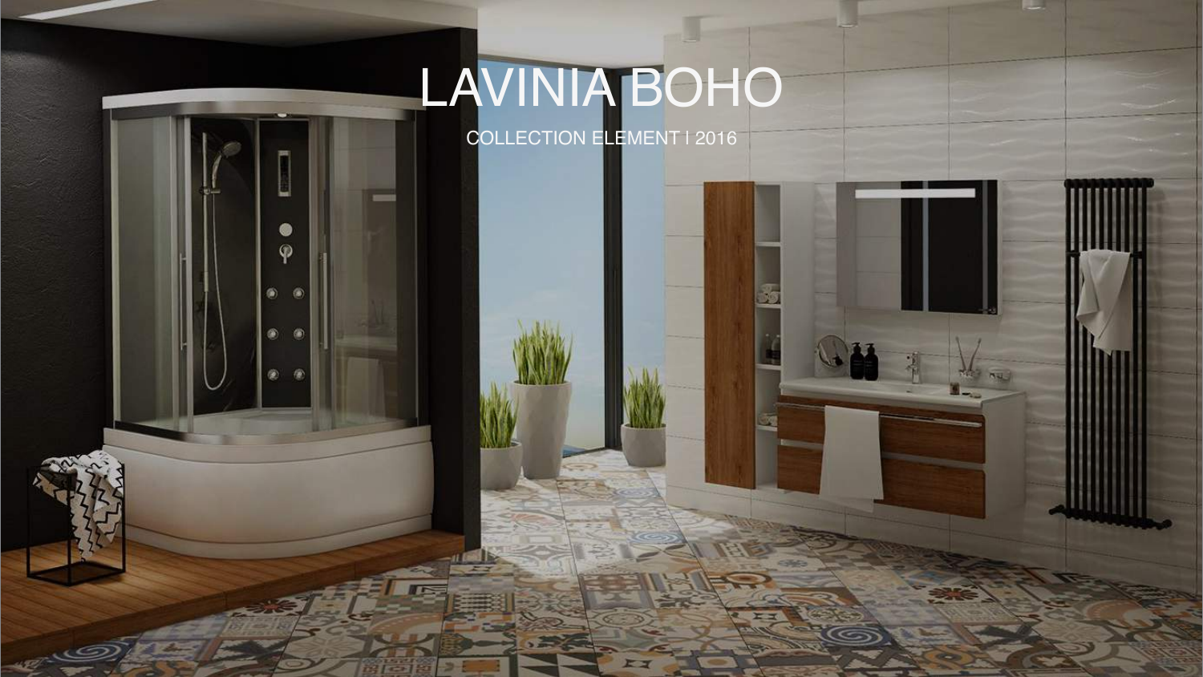# LAVINIA BOHO

COLLECTION ELEMENT | 2016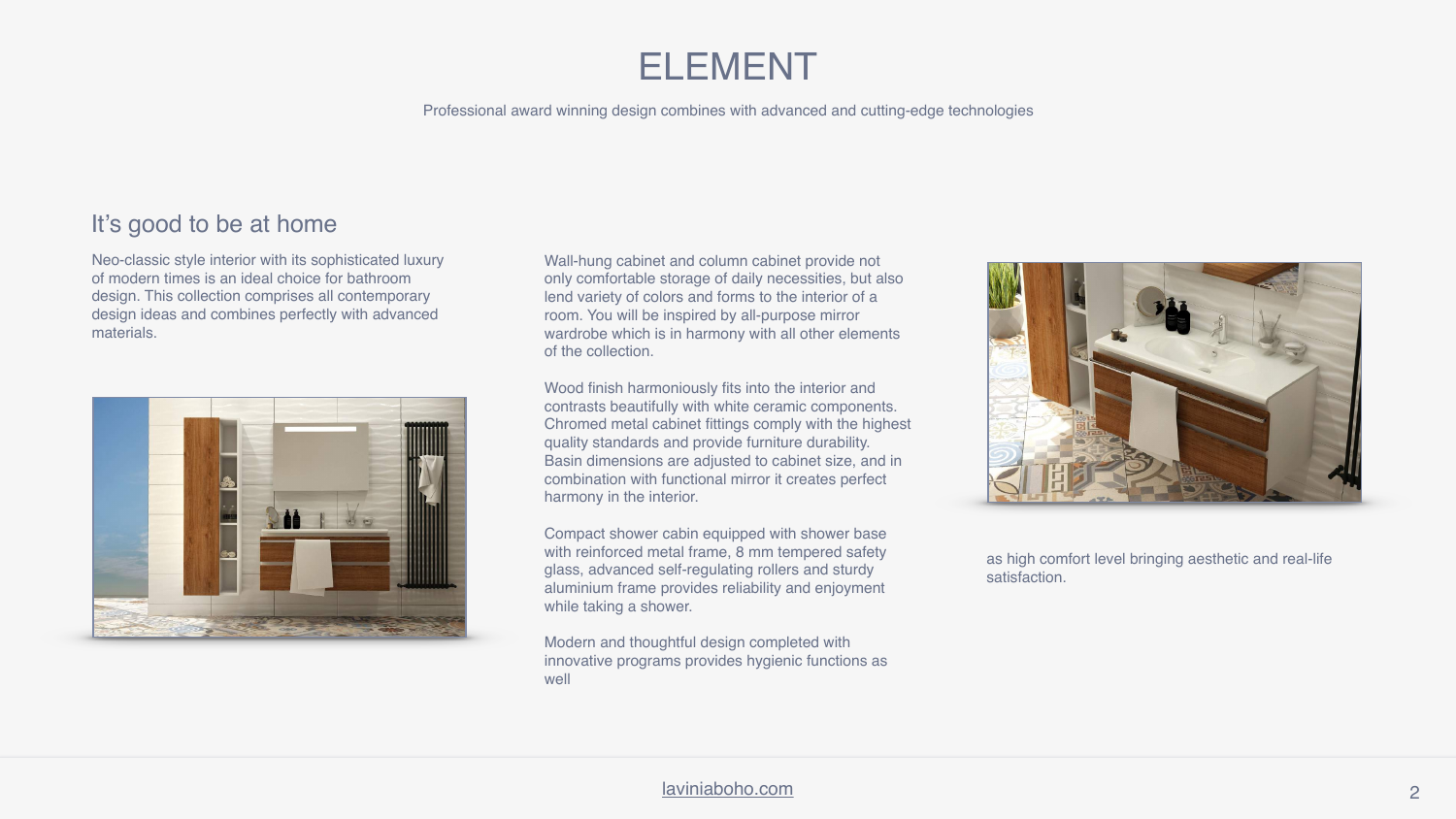# ELEMENT

Professional award winning design combines with advanced and cutting-edge technologies

## It's good to be at home

Neo-classic style interior with its sophisticated luxury of modern times is an ideal choice for bathroom design. This collection comprises all contemporary design ideas and combines perfectly with advanced materials.

Wall-hung cabinet and column cabinet provide not only comfortable storage of daily necessities, but also lend variety of colors and forms to the interior of a room. You will be inspired by all-purpose mirror wardrobe which is in harmony with all other elements of the collection.

Wood finish harmoniously fits into the interior and contrasts beautifully with white ceramic components. Chromed metal cabinet fittings comply with the highest quality standards and provide furniture durability. Basin dimensions are adjusted to cabinet size, and in combination with functional mirror it creates perfect harmony in the interior.

Compact shower cabin equipped with shower base with reinforced metal frame, 8 mm tempered safety glass, advanced self-regulating rollers and sturdy aluminium frame provides reliability and enjoyment while taking a shower.

Modern and thoughtful design completed with innovative programs provides hygienic functions as well as high comfort level bringing aesthetic and real-life satisfaction.

laviniaboho.com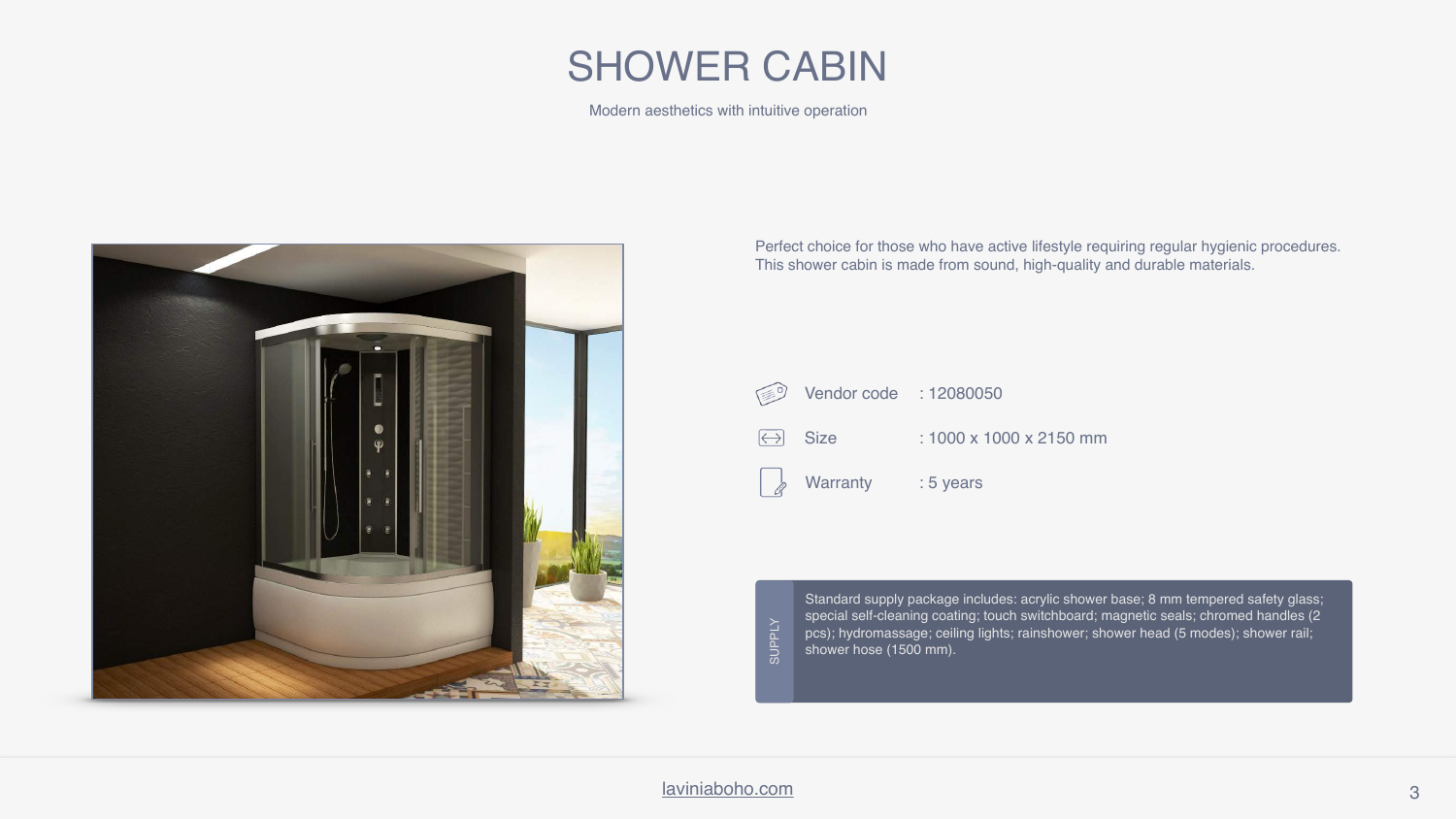# SHOWER CABIN

Modern aesthetics with intuitive operation

Perfect choice for those who have active lifestyle requiring regular hygienic procedures. This shower cabin is made from sound, high-quality and durable materials.

| | |
|---|---|
| Vendor code | : 12080050 |
| Size | : 1000 x 1000 x 2150 mm |
| Warranty | : 5 years |

**SUPPLY**

Standard supply package includes: acrylic shower base; 8 mm tempered safety glass; special self-cleaning coating; touch switchboard; magnetic seals; chromed handles (2 pcs); hydromassage; ceiling lights; rainshower; shower head (5 modes); shower rail; shower hose (1500 mm).

laviniaboho.com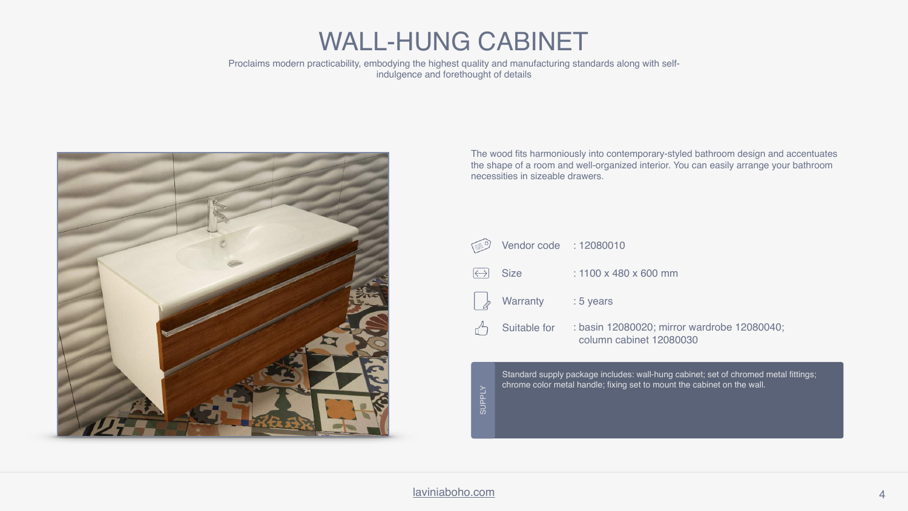# WALL-HUNG CABINET

Proclaims modern practicability, embodying the highest quality and manufacturing standards along with self-indulgence and forethought of details

The wood fits harmoniously into contemporary-styled bathroom design and accentuates the shape of a room and well-organized interior. You can easily arrange your bathroom necessities in sizeable drawers.

| | |
|---|---|
| Vendor code | : 12080010 |
| Size | : 1100 x 480 x 600 mm |
| Warranty | : 5 years |
| Suitable for | : basin 12080020; mirror wardrobe 12080040; column cabinet 12080030 |

**SUPPLY**

Standard supply package includes: wall-hung cabinet; set of chromed metal fittings; chrome color metal handle; fixing set to mount the cabinet on the wall.

laviniaboho.com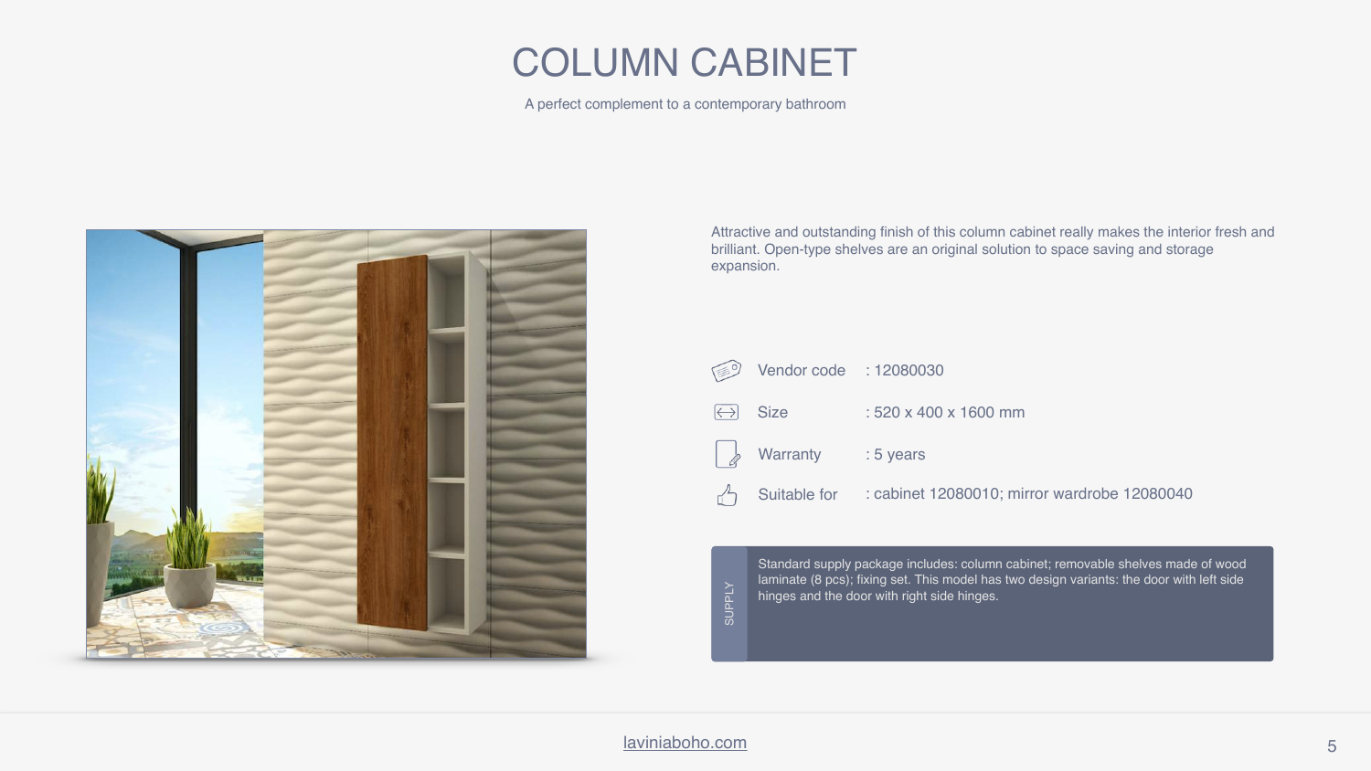# COLUMN CABINET

A perfect complement to a contemporary bathroom

Attractive and outstanding finish of this column cabinet really makes the interior fresh and brilliant. Open-type shelves are an original solution to space saving and storage expansion.

| | |
|---|---|
| Vendor code | : 12080030 |
| Size | : 520 x 400 x 1600 mm |
| Warranty | : 5 years |
| Suitable for | : cabinet 12080010; mirror wardrobe 12080040 |

**SUPPLY**

Standard supply package includes: column cabinet; removable shelves made of wood laminate (8 pcs); fixing set. This model has two design variants: the door with left side hinges and the door with right side hinges.

laviniaboho.com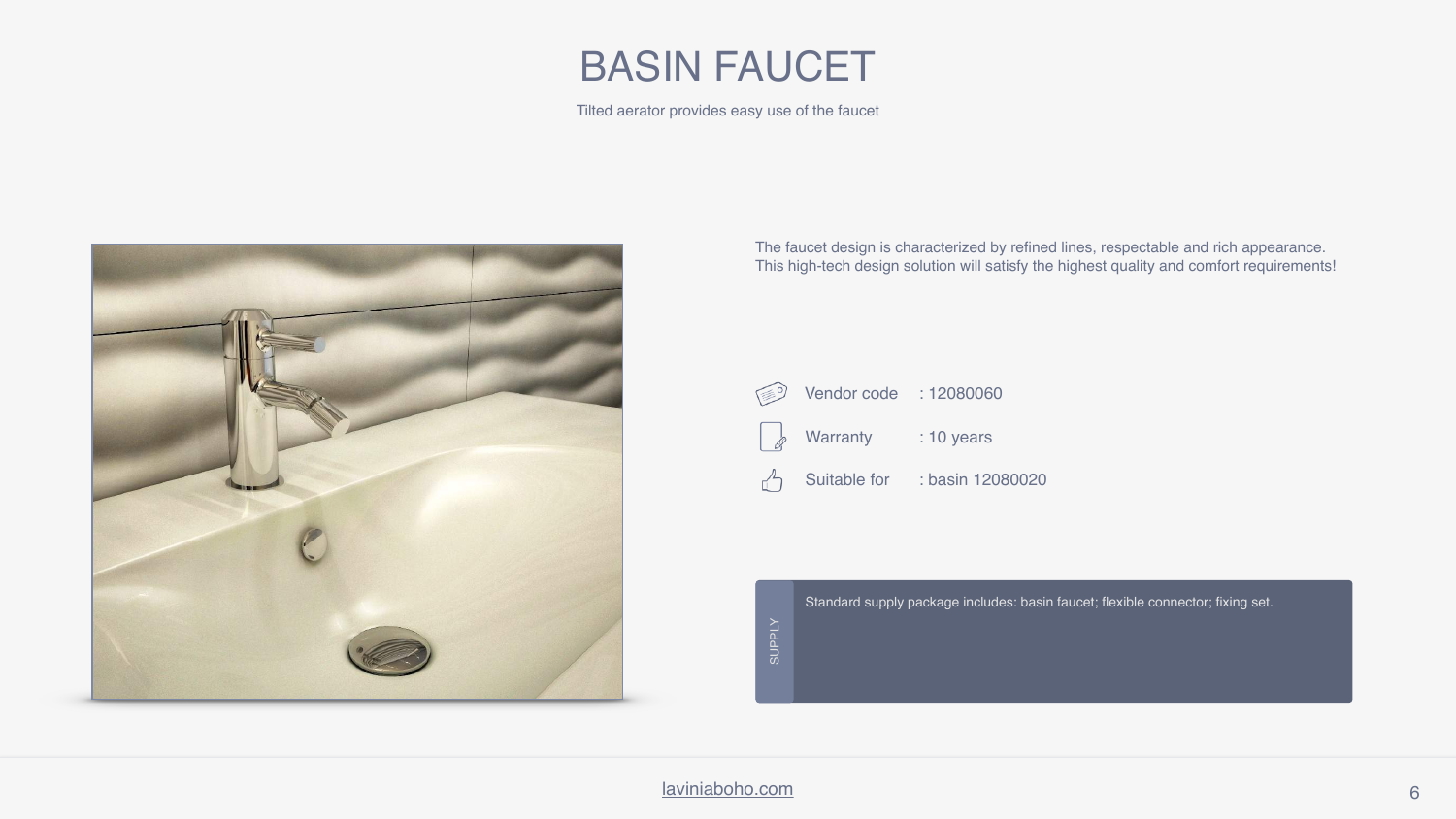# BASIN FAUCET

Tilted aerator provides easy use of the faucet

The faucet design is characterized by refined lines, respectable and rich appearance. This high-tech design solution will satisfy the highest quality and comfort requirements!

- Vendor code : 12080060
- Warranty : 10 years
- Suitable for : basin 12080020

**SUPPLY**

Standard supply package includes: basin faucet; flexible connector; fixing set.

laviniaboho.com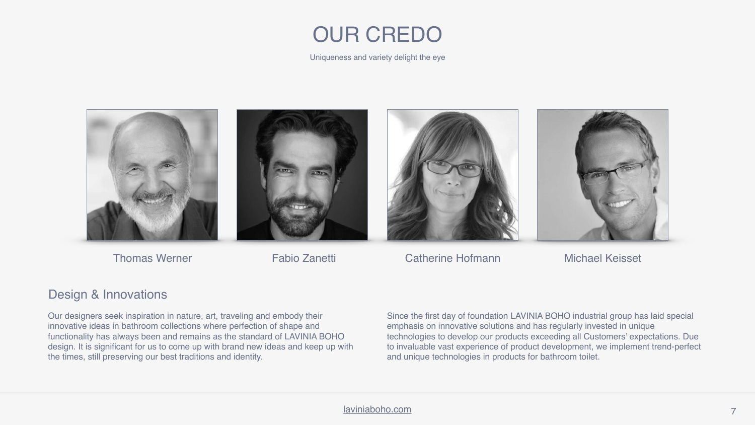# OUR CREDO

Uniqueness and variety delight the eye

Thomas Werner

Fabio Zanetti

Catherine Hofmann

Michael Keisset

## Design & Innovations

Our designers seek inspiration in nature, art, traveling and embody their innovative ideas in bathroom collections where perfection of shape and functionality has always been and remains as the standard of LAVINIA BOHO design. It is significant for us to come up with brand new ideas and keep up with the times, still preserving our best traditions and identity.

Since the first day of foundation LAVINIA BOHO industrial group has laid special emphasis on innovative solutions and has regularly invested in unique technologies to develop our products exceeding all Customers' expectations. Due to invaluable vast experience of product development, we implement trend-perfect and unique technologies in products for bathroom toilet.

laviniaboho.com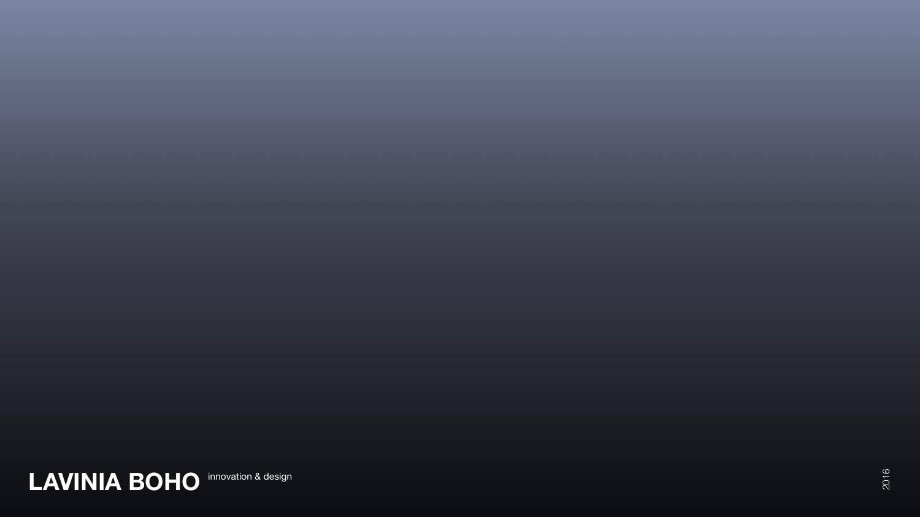**LAVINIA BOHO** innovation & design

2016